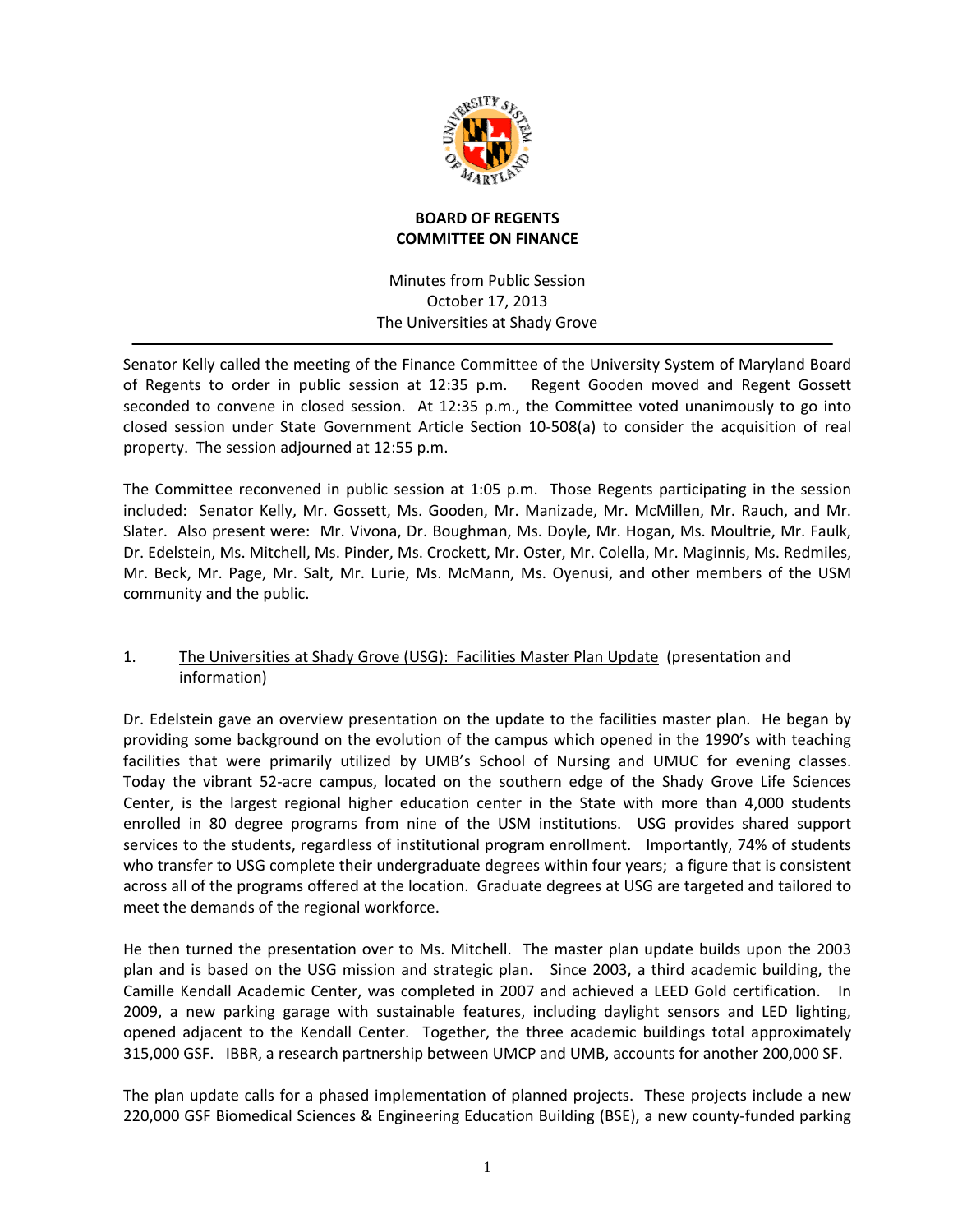# BOARD OF REGENTS
## COMMITTEE ON FINANCE

Minutes from Public Session
October 17, 2013
The Universities at Shady Grove

---

Senator Kelly called the meeting of the Finance Committee of the University System of Maryland Board of Regents to order in public session at 12:35 p.m. Regent Gooden moved and Regent Gossett seconded to convene in closed session. At 12:35 p.m., the Committee voted unanimously to go into closed session under State Government Article Section 10-508(a) to consider the acquisition of real property. The session adjourned at 12:55 p.m.

The Committee reconvened in public session at 1:05 p.m. Those Regents participating in the session included: Senator Kelly, Mr. Gossett, Ms. Gooden, Mr. Manizade, Mr. McMillen, Mr. Rauch, and Mr. Slater. Also present were: Mr. Vivona, Dr. Boughman, Ms. Doyle, Mr. Hogan, Ms. Moultrie, Mr. Faulk, Dr. Edelstein, Ms. Mitchell, Ms. Pinder, Ms. Crockett, Mr. Oster, Mr. Colella, Mr. Maginnis, Ms. Redmiles, Mr. Beck, Mr. Page, Mr. Salt, Mr. Lurie, Ms. McMann, Ms. Oyenusi, and other members of the USM community and the public.

1. <u>The Universities at Shady Grove (USG): Facilities Master Plan Update</u> (presentation and information)

Dr. Edelstein gave an overview presentation on the update to the facilities master plan. He began by providing some background on the evolution of the campus which opened in the 1990's with teaching facilities that were primarily utilized by UMB's School of Nursing and UMUC for evening classes. Today the vibrant 52-acre campus, located on the southern edge of the Shady Grove Life Sciences Center, is the largest regional higher education center in the State with more than 4,000 students enrolled in 80 degree programs from nine of the USM institutions. USG provides shared support services to the students, regardless of institutional program enrollment. Importantly, 74% of students who transfer to USG complete their undergraduate degrees within four years; a figure that is consistent across all of the programs offered at the location. Graduate degrees at USG are targeted and tailored to meet the demands of the regional workforce.

He then turned the presentation over to Ms. Mitchell. The master plan update builds upon the 2003 plan and is based on the USG mission and strategic plan. Since 2003, a third academic building, the Camille Kendall Academic Center, was completed in 2007 and achieved a LEED Gold certification. In 2009, a new parking garage with sustainable features, including daylight sensors and LED lighting, opened adjacent to the Kendall Center. Together, the three academic buildings total approximately 315,000 GSF. IBBR, a research partnership between UMCP and UMB, accounts for another 200,000 SF.

The plan update calls for a phased implementation of planned projects. These projects include a new 220,000 GSF Biomedical Sciences & Engineering Education Building (BSE), a new county-funded parking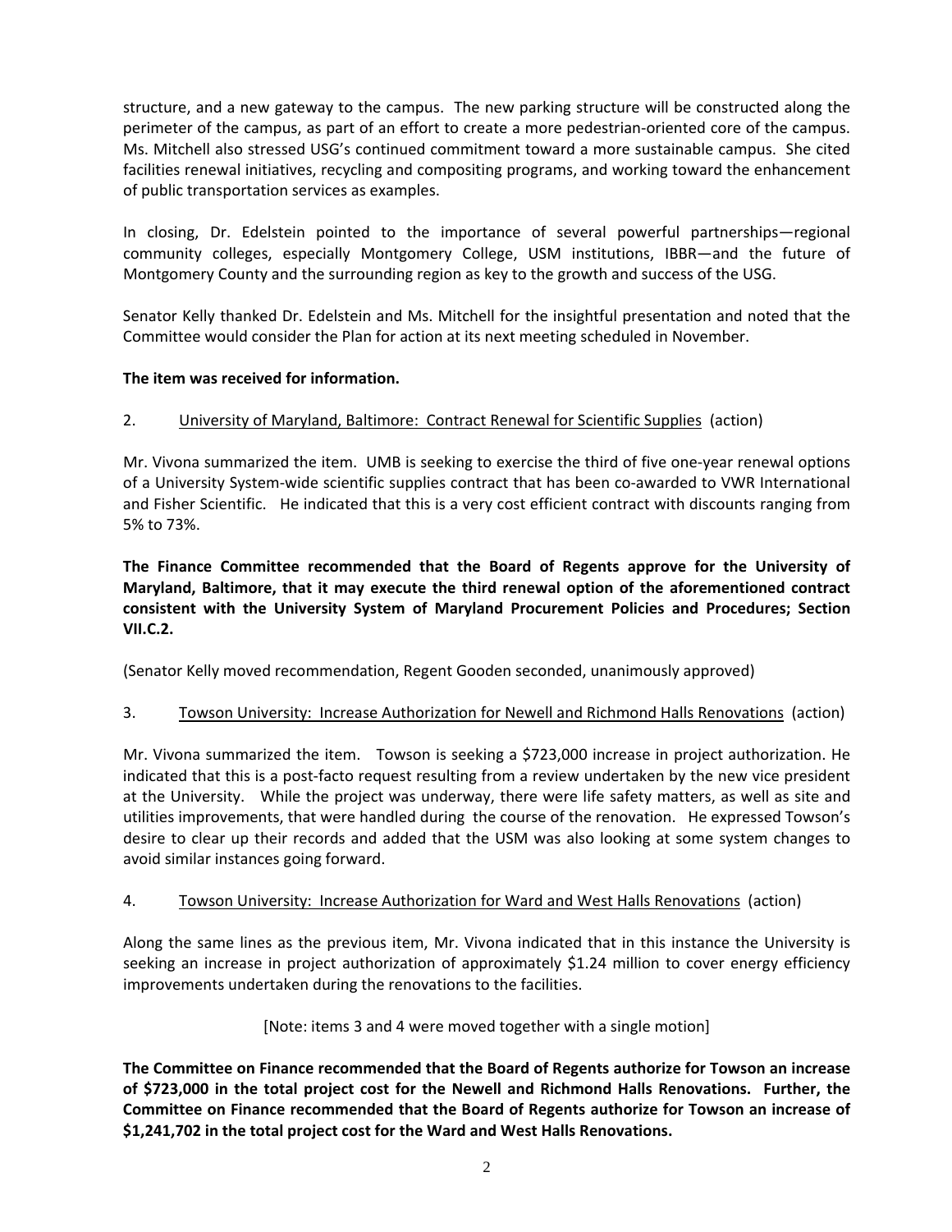structure, and a new gateway to the campus. The new parking structure will be constructed along the perimeter of the campus, as part of an effort to create a more pedestrian-oriented core of the campus. Ms. Mitchell also stressed USG's continued commitment toward a more sustainable campus. She cited facilities renewal initiatives, recycling and compositing programs, and working toward the enhancement of public transportation services as examples.

In closing, Dr. Edelstein pointed to the importance of several powerful partnerships—regional community colleges, especially Montgomery College, USM institutions, IBBR—and the future of Montgomery County and the surrounding region as key to the growth and success of the USG.

Senator Kelly thanked Dr. Edelstein and Ms. Mitchell for the insightful presentation and noted that the Committee would consider the Plan for action at its next meeting scheduled in November.

**The item was received for information.**

2. University of Maryland, Baltimore: Contract Renewal for Scientific Supplies (action)

Mr. Vivona summarized the item. UMB is seeking to exercise the third of five one-year renewal options of a University System-wide scientific supplies contract that has been co-awarded to VWR International and Fisher Scientific. He indicated that this is a very cost efficient contract with discounts ranging from 5% to 73%.

**The Finance Committee recommended that the Board of Regents approve for the University of Maryland, Baltimore, that it may execute the third renewal option of the aforementioned contract consistent with the University System of Maryland Procurement Policies and Procedures; Section VII.C.2.**

(Senator Kelly moved recommendation, Regent Gooden seconded, unanimously approved)

3. Towson University: Increase Authorization for Newell and Richmond Halls Renovations (action)

Mr. Vivona summarized the item. Towson is seeking a $723,000 increase in project authorization. He indicated that this is a post-facto request resulting from a review undertaken by the new vice president at the University. While the project was underway, there were life safety matters, as well as site and utilities improvements, that were handled during the course of the renovation. He expressed Towson's desire to clear up their records and added that the USM was also looking at some system changes to avoid similar instances going forward.

4. Towson University: Increase Authorization for Ward and West Halls Renovations (action)

Along the same lines as the previous item, Mr. Vivona indicated that in this instance the University is seeking an increase in project authorization of approximately $1.24 million to cover energy efficiency improvements undertaken during the renovations to the facilities.

[Note: items 3 and 4 were moved together with a single motion]

**The Committee on Finance recommended that the Board of Regents authorize for Towson an increase of $723,000 in the total project cost for the Newell and Richmond Halls Renovations. Further, the Committee on Finance recommended that the Board of Regents authorize for Towson an increase of $1,241,702 in the total project cost for the Ward and West Halls Renovations.**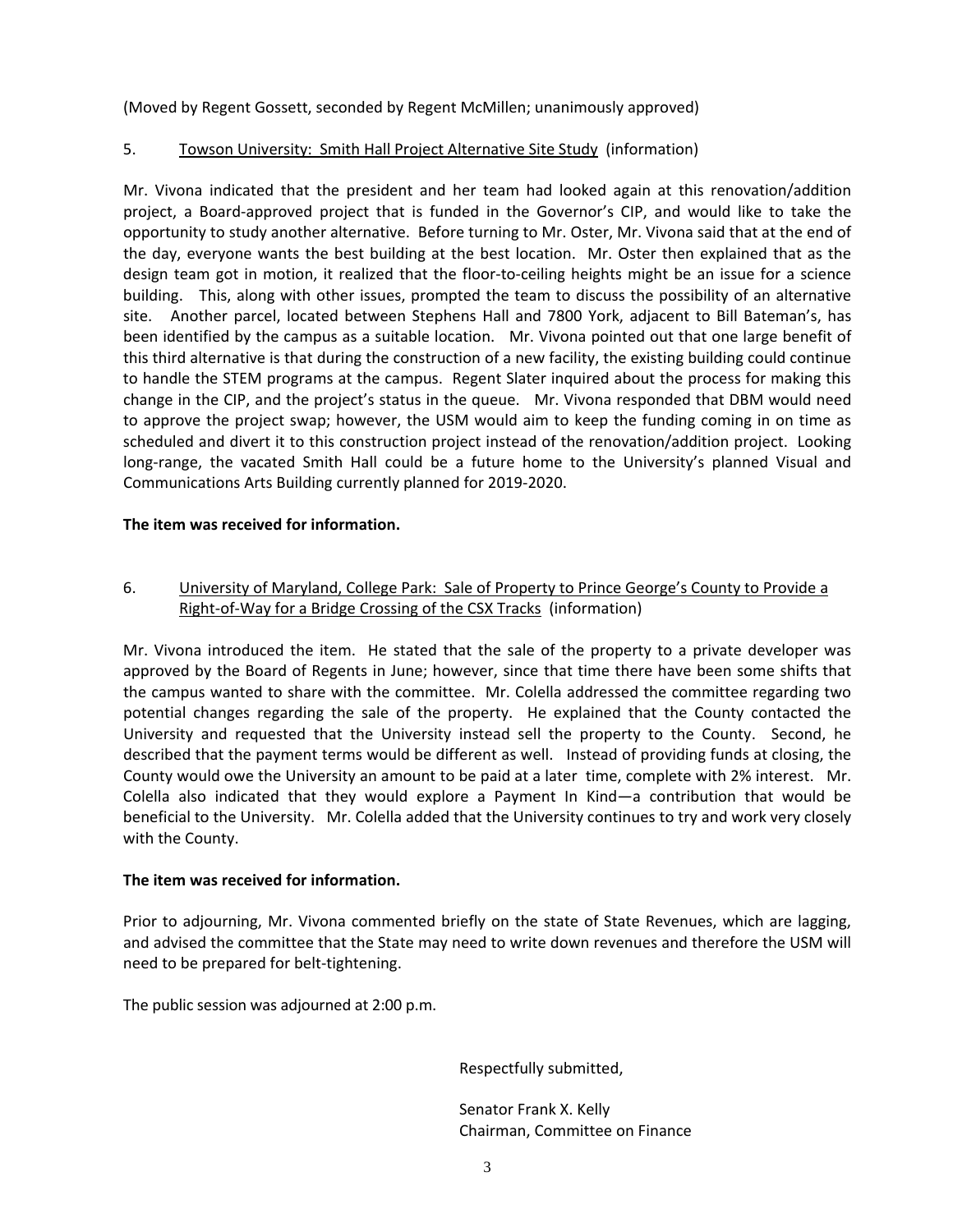(Moved by Regent Gossett, seconded by Regent McMillen; unanimously approved)

5. Towson University: Smith Hall Project Alternative Site Study (information)

Mr. Vivona indicated that the president and her team had looked again at this renovation/addition project, a Board-approved project that is funded in the Governor's CIP, and would like to take the opportunity to study another alternative. Before turning to Mr. Oster, Mr. Vivona said that at the end of the day, everyone wants the best building at the best location. Mr. Oster then explained that as the design team got in motion, it realized that the floor-to-ceiling heights might be an issue for a science building. This, along with other issues, prompted the team to discuss the possibility of an alternative site. Another parcel, located between Stephens Hall and 7800 York, adjacent to Bill Bateman's, has been identified by the campus as a suitable location. Mr. Vivona pointed out that one large benefit of this third alternative is that during the construction of a new facility, the existing building could continue to handle the STEM programs at the campus. Regent Slater inquired about the process for making this change in the CIP, and the project's status in the queue. Mr. Vivona responded that DBM would need to approve the project swap; however, the USM would aim to keep the funding coming in on time as scheduled and divert it to this construction project instead of the renovation/addition project. Looking long-range, the vacated Smith Hall could be a future home to the University's planned Visual and Communications Arts Building currently planned for 2019-2020.

**The item was received for information.**

6. University of Maryland, College Park: Sale of Property to Prince George's County to Provide a Right-of-Way for a Bridge Crossing of the CSX Tracks (information)

Mr. Vivona introduced the item. He stated that the sale of the property to a private developer was approved by the Board of Regents in June; however, since that time there have been some shifts that the campus wanted to share with the committee. Mr. Colella addressed the committee regarding two potential changes regarding the sale of the property. He explained that the County contacted the University and requested that the University instead sell the property to the County. Second, he described that the payment terms would be different as well. Instead of providing funds at closing, the County would owe the University an amount to be paid at a later time, complete with 2% interest. Mr. Colella also indicated that they would explore a Payment In Kind—a contribution that would be beneficial to the University. Mr. Colella added that the University continues to try and work very closely with the County.

**The item was received for information.**

Prior to adjourning, Mr. Vivona commented briefly on the state of State Revenues, which are lagging, and advised the committee that the State may need to write down revenues and therefore the USM will need to be prepared for belt-tightening.

The public session was adjourned at 2:00 p.m.

Respectfully submitted,

Senator Frank X. Kelly
Chairman, Committee on Finance